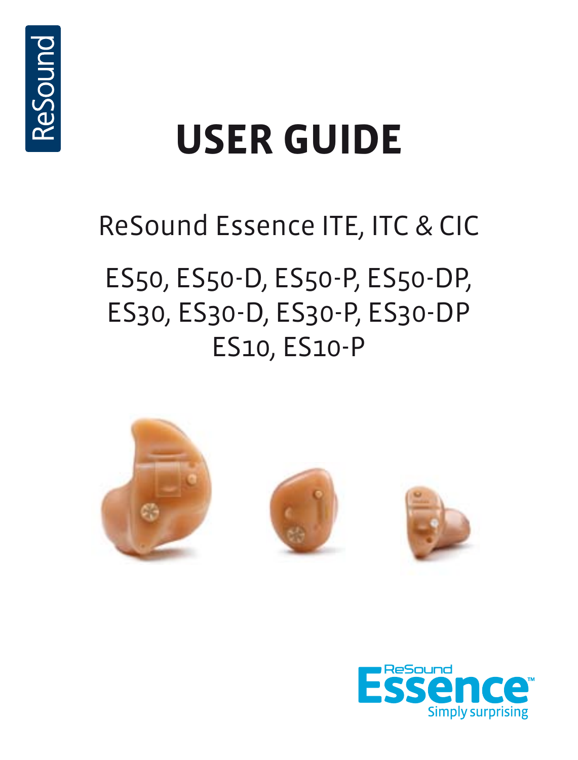ReSound

# USER GUIDE

## ReSound Essence ITE, ITC & CIC

ES50, ES50-D, ES50-P, ES50-DP,
ES30, ES30-D, ES30-P, ES30-DP
ES10, ES10-P

ReSound Essence™

Simply surprising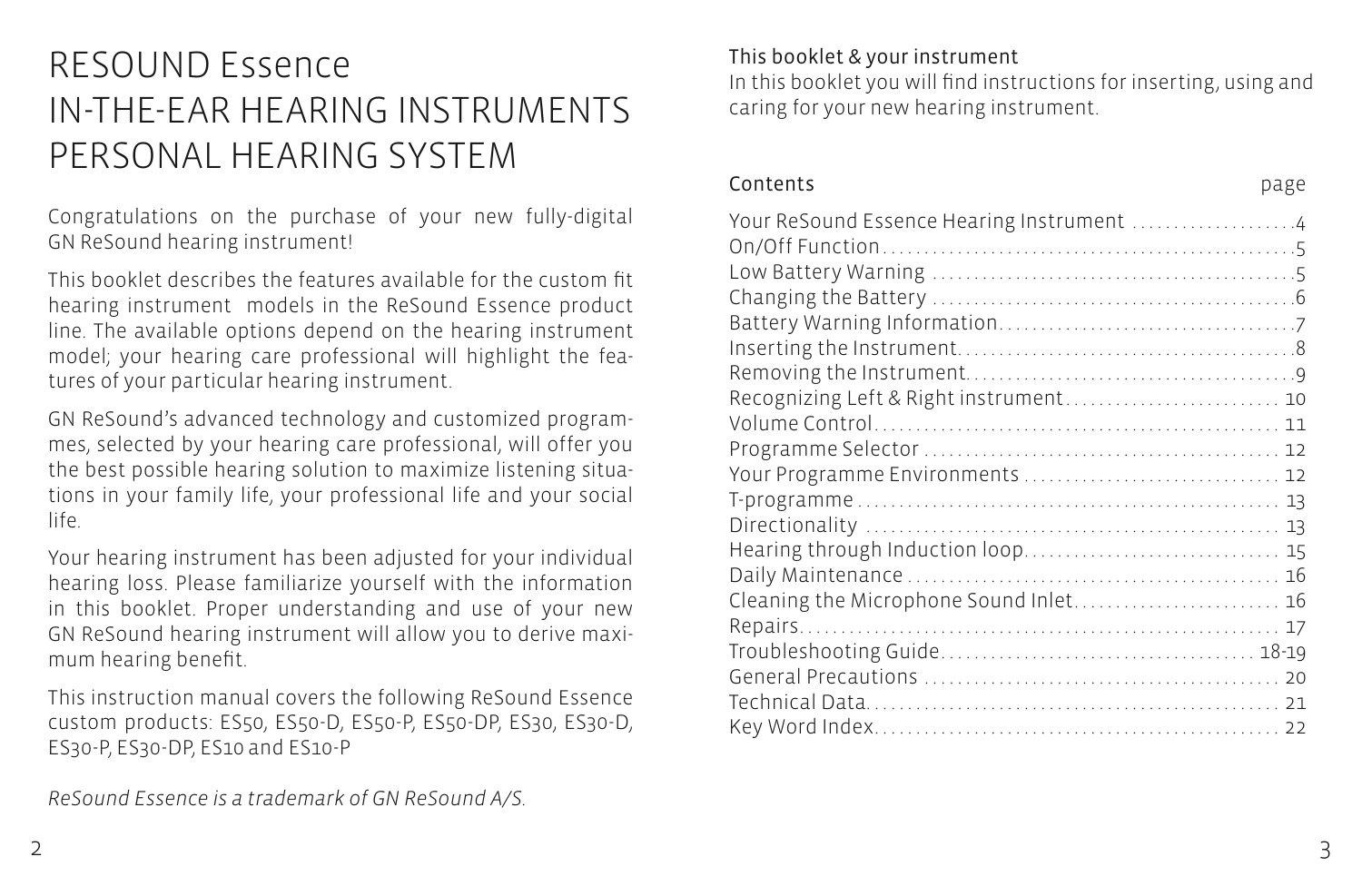# RESOUND Essence IN-THE-EAR HEARING INSTRUMENTS PERSONAL HEARING SYSTEM

Congratulations on the purchase of your new fully-digital GN ReSound hearing instrument!

This booklet describes the features available for the custom fit hearing instrument models in the ReSound Essence product line. The available options depend on the hearing instrument model; your hearing care professional will highlight the features of your particular hearing instrument.

GN ReSound's advanced technology and customized programmes, selected by your hearing care professional, will offer you the best possible hearing solution to maximize listening situations in your family life, your professional life and your social life.

Your hearing instrument has been adjusted for your individual hearing loss. Please familiarize yourself with the information in this booklet. Proper understanding and use of your new GN ReSound hearing instrument will allow you to derive maximum hearing benefit.

This instruction manual covers the following ReSound Essence custom products: ES50, ES50-D, ES50-P, ES50-DP, ES30, ES30-D, ES30-P, ES30-DP, ES10 and ES10-P

*ReSound Essence is a trademark of GN ReSound A/S.*

## This booklet & your instrument

In this booklet you will find instructions for inserting, using and caring for your new hearing instrument.

| Contents | page |
|---|---|
| Your ReSound Essence Hearing Instrument | 4 |
| On/Off Function | 5 |
| Low Battery Warning | 5 |
| Changing the Battery | 6 |
| Battery Warning Information | 7 |
| Inserting the Instrument | 8 |
| Removing the Instrument | 9 |
| Recognizing Left & Right instrument | 10 |
| Volume Control | 11 |
| Programme Selector | 12 |
| Your Programme Environments | 12 |
| T-programme | 13 |
| Directionality | 13 |
| Hearing through Induction loop | 15 |
| Daily Maintenance | 16 |
| Cleaning the Microphone Sound Inlet | 16 |
| Repairs | 17 |
| Troubleshooting Guide | 18-19 |
| General Precautions | 20 |
| Technical Data | 21 |
| Key Word Index | 22 |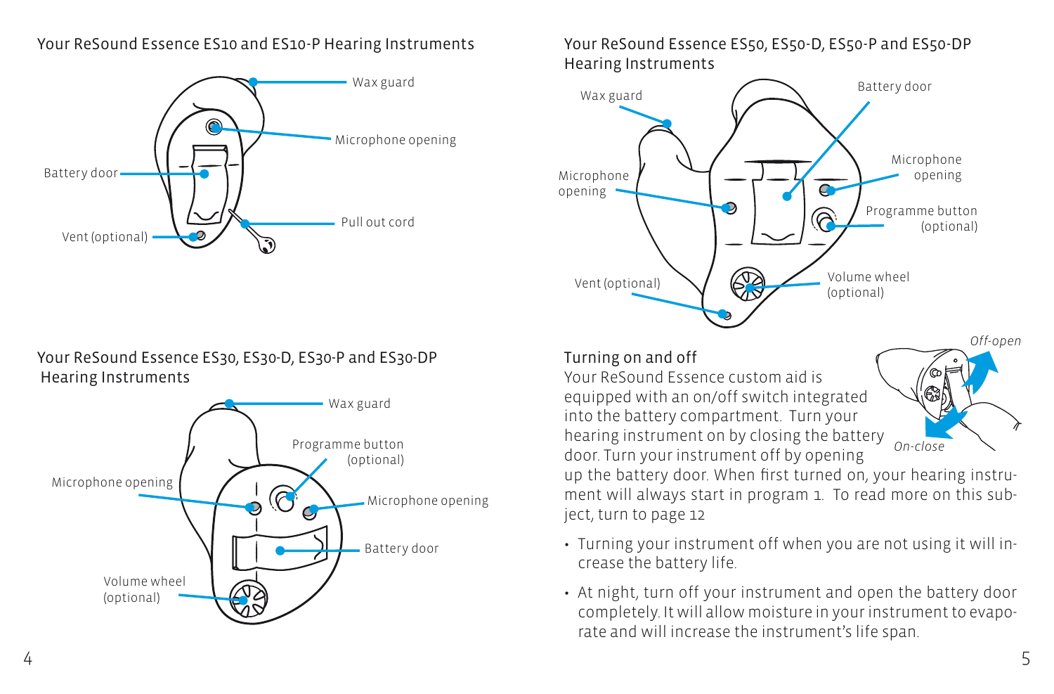## Your ReSound Essence ES10 and ES10-P Hearing Instruments

Wax guard

Microphone opening

Battery door

Pull out cord

Vent (optional)

## Your ReSound Essence ES30, ES30-D, ES30-P and ES30-DP Hearing Instruments

Wax guard

Programme button (optional)

Microphone opening

Microphone opening

Battery door

Volume wheel (optional)

## Your ReSound Essence ES50, ES50-D, ES50-P and ES50-DP Hearing Instruments

Wax guard

Battery door

Microphone opening

Microphone opening

Programme button (optional)

Vent (optional)

Volume wheel (optional)

## Turning on and off

*Off-open*

*On-close*

Your ReSound Essence custom aid is equipped with an on/off switch integrated into the battery compartment. Turn your hearing instrument on by closing the battery door. Turn your instrument off by opening up the battery door. When first turned on, your hearing instrument will always start in program 1. To read more on this subject, turn to page 12

- Turning your instrument off when you are not using it will increase the battery life.
- At night, turn off your instrument and open the battery door completely. It will allow moisture in your instrument to evaporate and will increase the instrument's life span.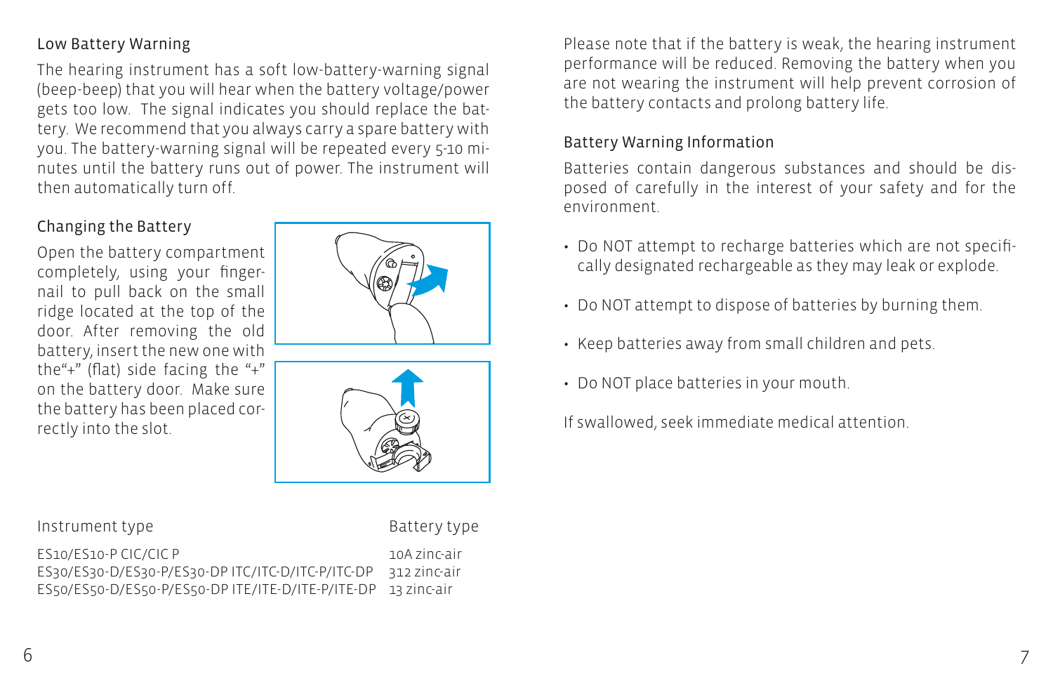### Low Battery Warning

The hearing instrument has a soft low-battery-warning signal (beep-beep) that you will hear when the battery voltage/power gets too low. The signal indicates you should replace the battery. We recommend that you always carry a spare battery with you. The battery-warning signal will be repeated every 5-10 minutes until the battery runs out of power. The instrument will then automatically turn off.

### Changing the Battery

Open the battery compartment completely, using your fingernail to pull back on the small ridge located at the top of the door. After removing the old battery, insert the new one with the"+" (flat) side facing the "+" on the battery door. Make sure the battery has been placed correctly into the slot.

| Instrument type | Battery type |
|---|---|
| ES10/ES10-P CIC/CIC P | 10A zinc-air |
| ES30/ES30-D/ES30-P/ES30-DP ITC/ITC-D/ITC-P/ITC-DP | 312 zinc-air |
| ES50/ES50-D/ES50-P/ES50-DP ITE/ITE-D/ITE-P/ITE-DP | 13 zinc-air |

Please note that if the battery is weak, the hearing instrument performance will be reduced. Removing the battery when you are not wearing the instrument will help prevent corrosion of the battery contacts and prolong battery life.

### Battery Warning Information

Batteries contain dangerous substances and should be disposed of carefully in the interest of your safety and for the environment.

- Do NOT attempt to recharge batteries which are not specifically designated rechargeable as they may leak or explode.
- Do NOT attempt to dispose of batteries by burning them.
- Keep batteries away from small children and pets.
- Do NOT place batteries in your mouth.

If swallowed, seek immediate medical attention.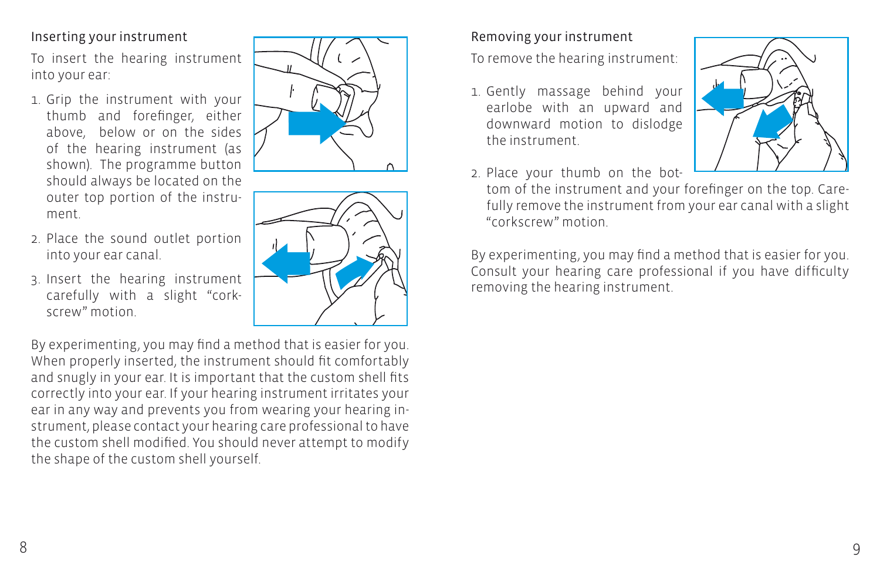## Inserting your instrument

To insert the hearing instrument into your ear:

1. Grip the instrument with your thumb and forefinger, either above, below or on the sides of the hearing instrument (as shown). The programme button should always be located on the outer top portion of the instrument.
2. Place the sound outlet portion into your ear canal.
3. Insert the hearing instrument carefully with a slight "corkscrew" motion.

By experimenting, you may find a method that is easier for you. When properly inserted, the instrument should fit comfortably and snugly in your ear. It is important that the custom shell fits correctly into your ear. If your hearing instrument irritates your ear in any way and prevents you from wearing your hearing instrument, please contact your hearing care professional to have the custom shell modified. You should never attempt to modify the shape of the custom shell yourself.

## Removing your instrument

To remove the hearing instrument:

1. Gently massage behind your earlobe with an upward and downward motion to dislodge the instrument.
2. Place your thumb on the bottom of the instrument and your forefinger on the top. Carefully remove the instrument from your ear canal with a slight "corkscrew" motion.

By experimenting, you may find a method that is easier for you. Consult your hearing care professional if you have difficulty removing the hearing instrument.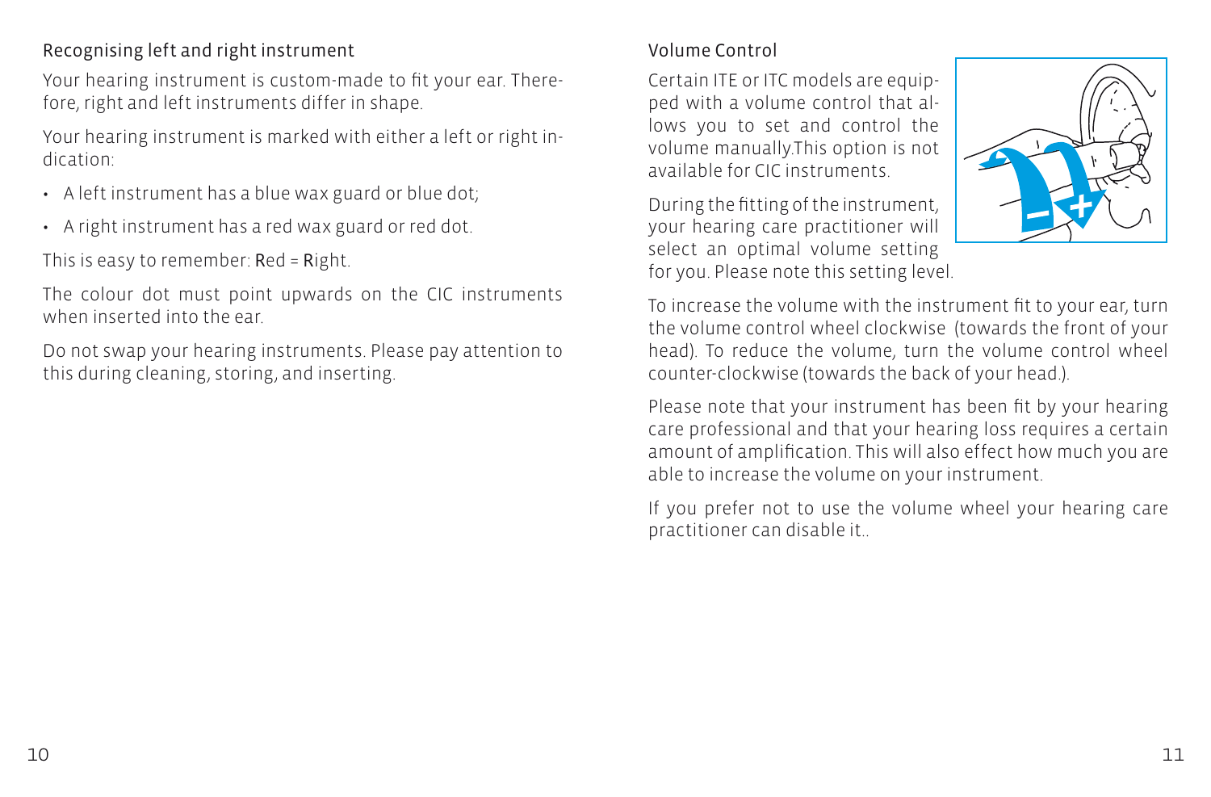## Recognising left and right instrument

Your hearing instrument is custom-made to fit your ear. Therefore, right and left instruments differ in shape.

Your hearing instrument is marked with either a left or right indication:

- A left instrument has a blue wax guard or blue dot;
- A right instrument has a red wax guard or red dot.

This is easy to remember: **R**ed = **R**ight.

The colour dot must point upwards on the CIC instruments when inserted into the ear.

Do not swap your hearing instruments. Please pay attention to this during cleaning, storing, and inserting.

## Volume Control

Certain ITE or ITC models are equipped with a volume control that allows you to set and control the volume manually.This option is not available for CIC instruments.

During the fitting of the instrument, your hearing care practitioner will select an optimal volume setting for you. Please note this setting level.

To increase the volume with the instrument fit to your ear, turn the volume control wheel clockwise (towards the front of your head). To reduce the volume, turn the volume control wheel counter-clockwise (towards the back of your head.).

Please note that your instrument has been fit by your hearing care professional and that your hearing loss requires a certain amount of amplification. This will also effect how much you are able to increase the volume on your instrument.

If you prefer not to use the volume wheel your hearing care practitioner can disable it..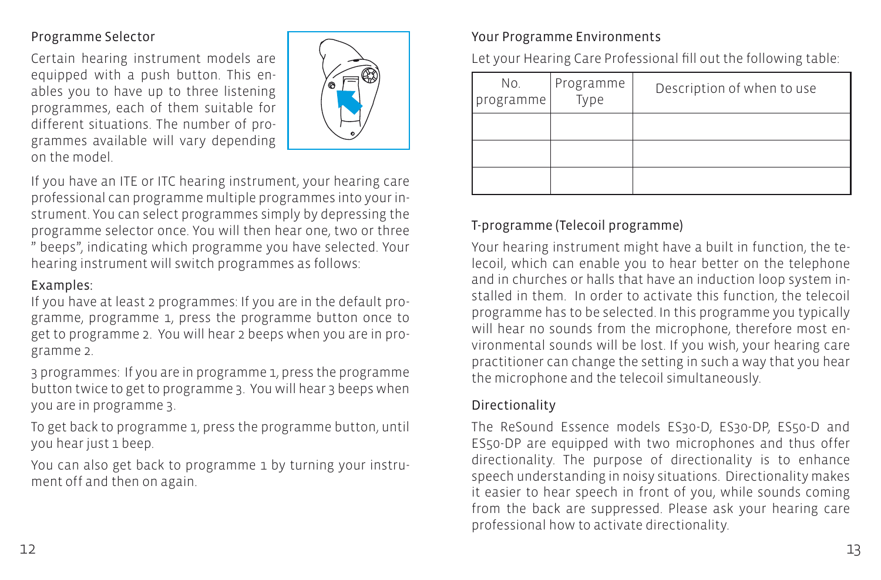## Programme Selector

Certain hearing instrument models are equipped with a push button. This enables you to have up to three listening programmes, each of them suitable for different situations. The number of programmes available will vary depending on the model.

If you have an ITE or ITC hearing instrument, your hearing care professional can programme multiple programmes into your instrument. You can select programmes simply by depressing the programme selector once. You will then hear one, two or three " beeps", indicating which programme you have selected. Your hearing instrument will switch programmes as follows:

### Examples:

If you have at least 2 programmes: If you are in the default programme, programme 1, press the programme button once to get to programme 2. You will hear 2 beeps when you are in programme 2.

3 programmes: If you are in programme 1, press the programme button twice to get to programme 3. You will hear 3 beeps when you are in programme 3.

To get back to programme 1, press the programme button, until you hear just 1 beep.

You can also get back to programme 1 by turning your instrument off and then on again.

## Your Programme Environments

Let your Hearing Care Professional fill out the following table:

| No. programme | Programme Type | Description of when to use |
|---|---|---|
| | | |
| | | |
| | | |

## T-programme (Telecoil programme)

Your hearing instrument might have a built in function, the telecoil, which can enable you to hear better on the telephone and in churches or halls that have an induction loop system installed in them. In order to activate this function, the telecoil programme has to be selected. In this programme you typically will hear no sounds from the microphone, therefore most environmental sounds will be lost. If you wish, your hearing care practitioner can change the setting in such a way that you hear the microphone and the telecoil simultaneously.

## Directionality

The ReSound Essence models ES30-D, ES30-DP, ES50-D and ES50-DP are equipped with two microphones and thus offer directionality. The purpose of directionality is to enhance speech understanding in noisy situations. Directionality makes it easier to hear speech in front of you, while sounds coming from the back are suppressed. Please ask your hearing care professional how to activate directionality.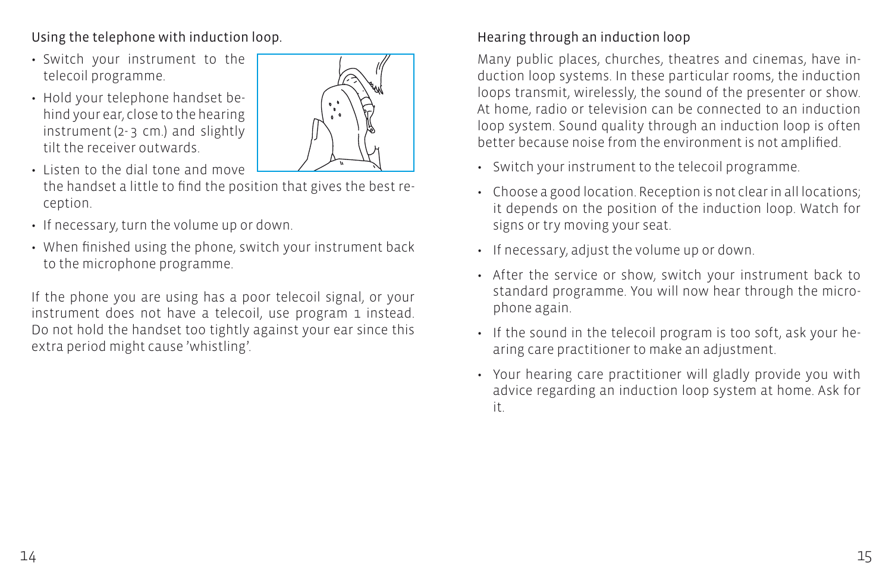## Using the telephone with induction loop.

- Switch your instrument to the telecoil programme.
- Hold your telephone handset behind your ear, close to the hearing instrument (2-3 cm.) and slightly tilt the receiver outwards.
- Listen to the dial tone and move the handset a little to find the position that gives the best reception.
- If necessary, turn the volume up or down.
- When finished using the phone, switch your instrument back to the microphone programme.

If the phone you are using has a poor telecoil signal, or your instrument does not have a telecoil, use program 1 instead. Do not hold the handset too tightly against your ear since this extra period might cause 'whistling'.

## Hearing through an induction loop

Many public places, churches, theatres and cinemas, have induction loop systems. In these particular rooms, the induction loops transmit, wirelessly, the sound of the presenter or show. At home, radio or television can be connected to an induction loop system. Sound quality through an induction loop is often better because noise from the environment is not amplified.

- Switch your instrument to the telecoil programme.
- Choose a good location. Reception is not clear in all locations; it depends on the position of the induction loop. Watch for signs or try moving your seat.
- If necessary, adjust the volume up or down.
- After the service or show, switch your instrument back to standard programme. You will now hear through the microphone again.
- If the sound in the telecoil program is too soft, ask your hearing care practitioner to make an adjustment.
- Your hearing care practitioner will gladly provide you with advice regarding an induction loop system at home. Ask for it.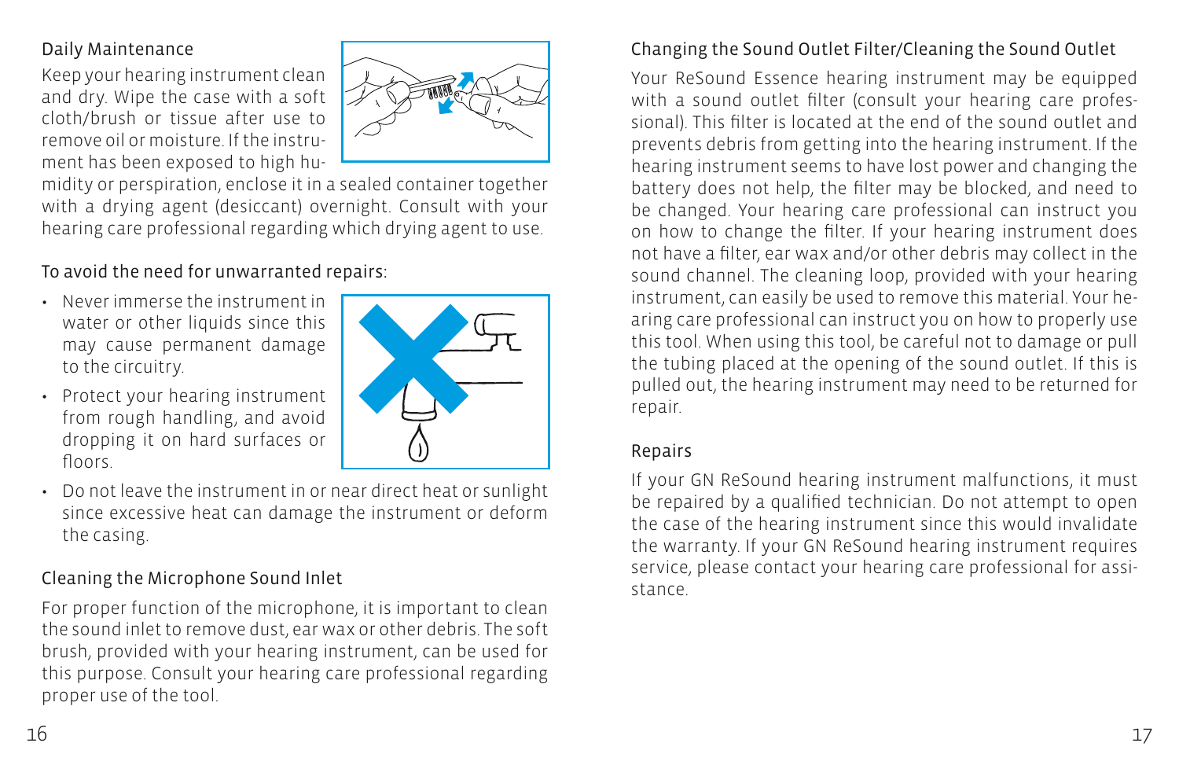## Daily Maintenance

Keep your hearing instrument clean and dry. Wipe the case with a soft cloth/brush or tissue after use to remove oil or moisture. If the instrument has been exposed to high humidity or perspiration, enclose it in a sealed container together with a drying agent (desiccant) overnight. Consult with your hearing care professional regarding which drying agent to use.

### To avoid the need for unwarranted repairs:

- Never immerse the instrument in water or other liquids since this may cause permanent damage to the circuitry.
- Protect your hearing instrument from rough handling, and avoid dropping it on hard surfaces or floors.
- Do not leave the instrument in or near direct heat or sunlight since excessive heat can damage the instrument or deform the casing.

## Cleaning the Microphone Sound Inlet

For proper function of the microphone, it is important to clean the sound inlet to remove dust, ear wax or other debris. The soft brush, provided with your hearing instrument, can be used for this purpose. Consult your hearing care professional regarding proper use of the tool.

## Changing the Sound Outlet Filter/Cleaning the Sound Outlet

Your ReSound Essence hearing instrument may be equipped with a sound outlet filter (consult your hearing care professional). This filter is located at the end of the sound outlet and prevents debris from getting into the hearing instrument. If the hearing instrument seems to have lost power and changing the battery does not help, the filter may be blocked, and need to be changed. Your hearing care professional can instruct you on how to change the filter. If your hearing instrument does not have a filter, ear wax and/or other debris may collect in the sound channel. The cleaning loop, provided with your hearing instrument, can easily be used to remove this material. Your hearing care professional can instruct you on how to properly use this tool. When using this tool, be careful not to damage or pull the tubing placed at the opening of the sound outlet. If this is pulled out, the hearing instrument may need to be returned for repair.

## Repairs

If your GN ReSound hearing instrument malfunctions, it must be repaired by a qualified technician. Do not attempt to open the case of the hearing instrument since this would invalidate the warranty. If your GN ReSound hearing instrument requires service, please contact your hearing care professional for assistance.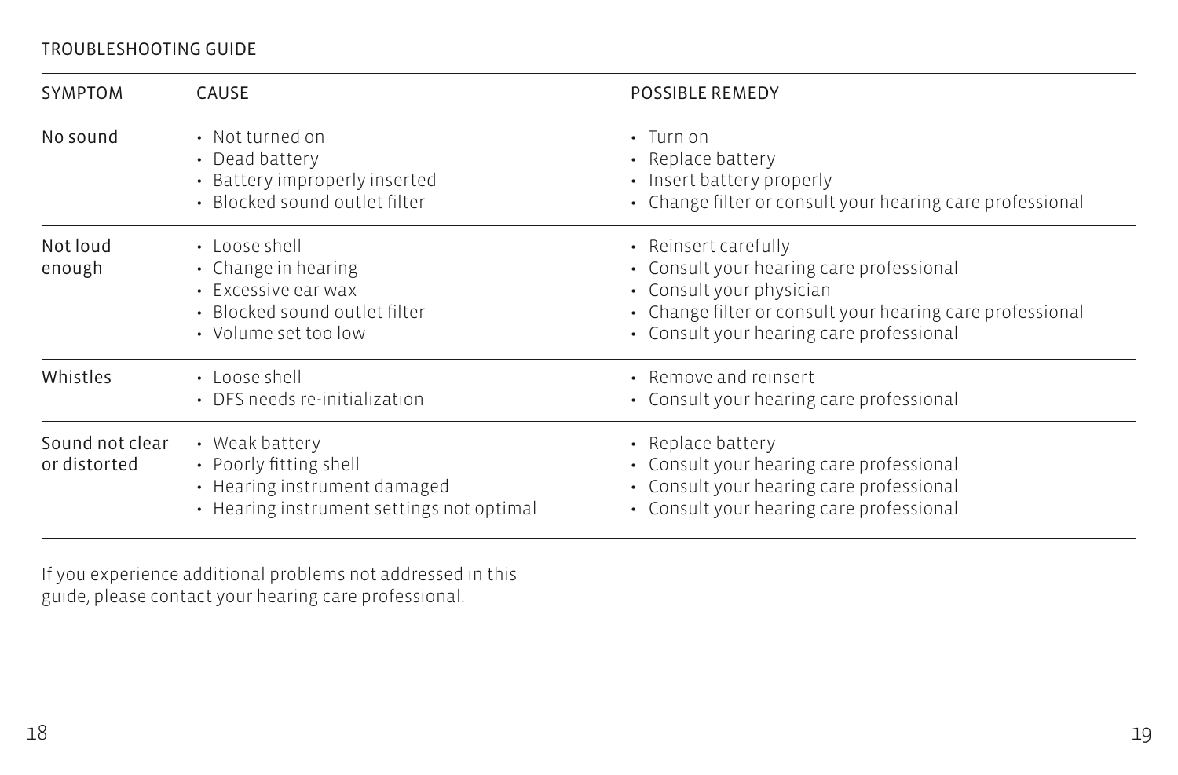## TROUBLESHOOTING GUIDE

| SYMPTOM | CAUSE | POSSIBLE REMEDY |
|---|---|---|
| No sound | • Not turned on<br>• Dead battery<br>• Battery improperly inserted<br>• Blocked sound outlet filter | • Turn on<br>• Replace battery<br>• Insert battery properly<br>• Change filter or consult your hearing care professional |
| Not loud enough | • Loose shell<br>• Change in hearing<br>• Excessive ear wax<br>• Blocked sound outlet filter<br>• Volume set too low | • Reinsert carefully<br>• Consult your hearing care professional<br>• Consult your physician<br>• Change filter or consult your hearing care professional<br>• Consult your hearing care professional |
| Whistles | • Loose shell<br>• DFS needs re-initialization | • Remove and reinsert<br>• Consult your hearing care professional |
| Sound not clear or distorted | • Weak battery<br>• Poorly fitting shell<br>• Hearing instrument damaged<br>• Hearing instrument settings not optimal | • Replace battery<br>• Consult your hearing care professional<br>• Consult your hearing care professional<br>• Consult your hearing care professional |

If you experience additional problems not addressed in this guide, please contact your hearing care professional.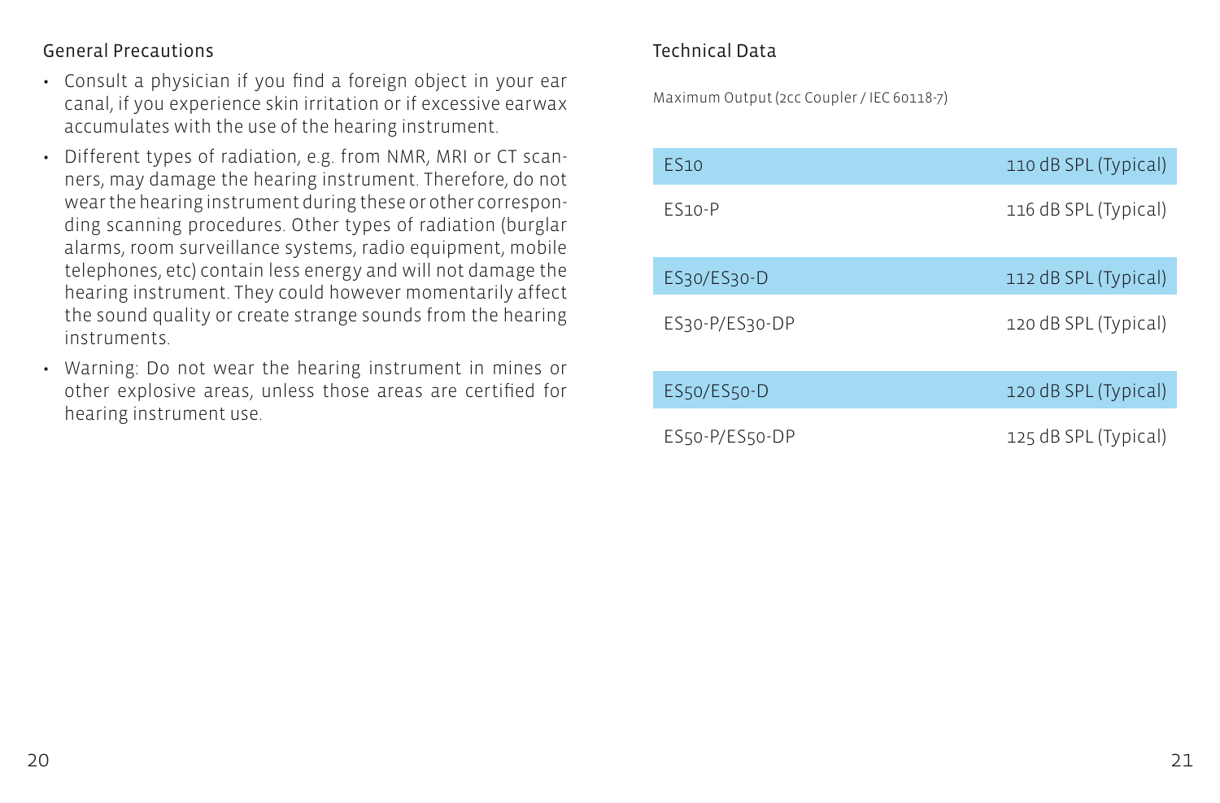## General Precautions

- Consult a physician if you find a foreign object in your ear canal, if you experience skin irritation or if excessive earwax accumulates with the use of the hearing instrument.
- Different types of radiation, e.g. from NMR, MRI or CT scanners, may damage the hearing instrument. Therefore, do not wear the hearing instrument during these or other corresponding scanning procedures. Other types of radiation (burglar alarms, room surveillance systems, radio equipment, mobile telephones, etc) contain less energy and will not damage the hearing instrument. They could however momentarily affect the sound quality or create strange sounds from the hearing instruments.
- Warning: Do not wear the hearing instrument in mines or other explosive areas, unless those areas are certified for hearing instrument use.

## Technical Data

Maximum Output (2cc Coupler / IEC 60118-7)

| Model | Maximum Output |
|---|---|
| ES10 | 110 dB SPL (Typical) |
| ES10-P | 116 dB SPL (Typical) |
| ES30/ES30-D | 112 dB SPL (Typical) |
| ES30-P/ES30-DP | 120 dB SPL (Typical) |
| ES50/ES50-D | 120 dB SPL (Typical) |
| ES50-P/ES50-DP | 125 dB SPL (Typical) |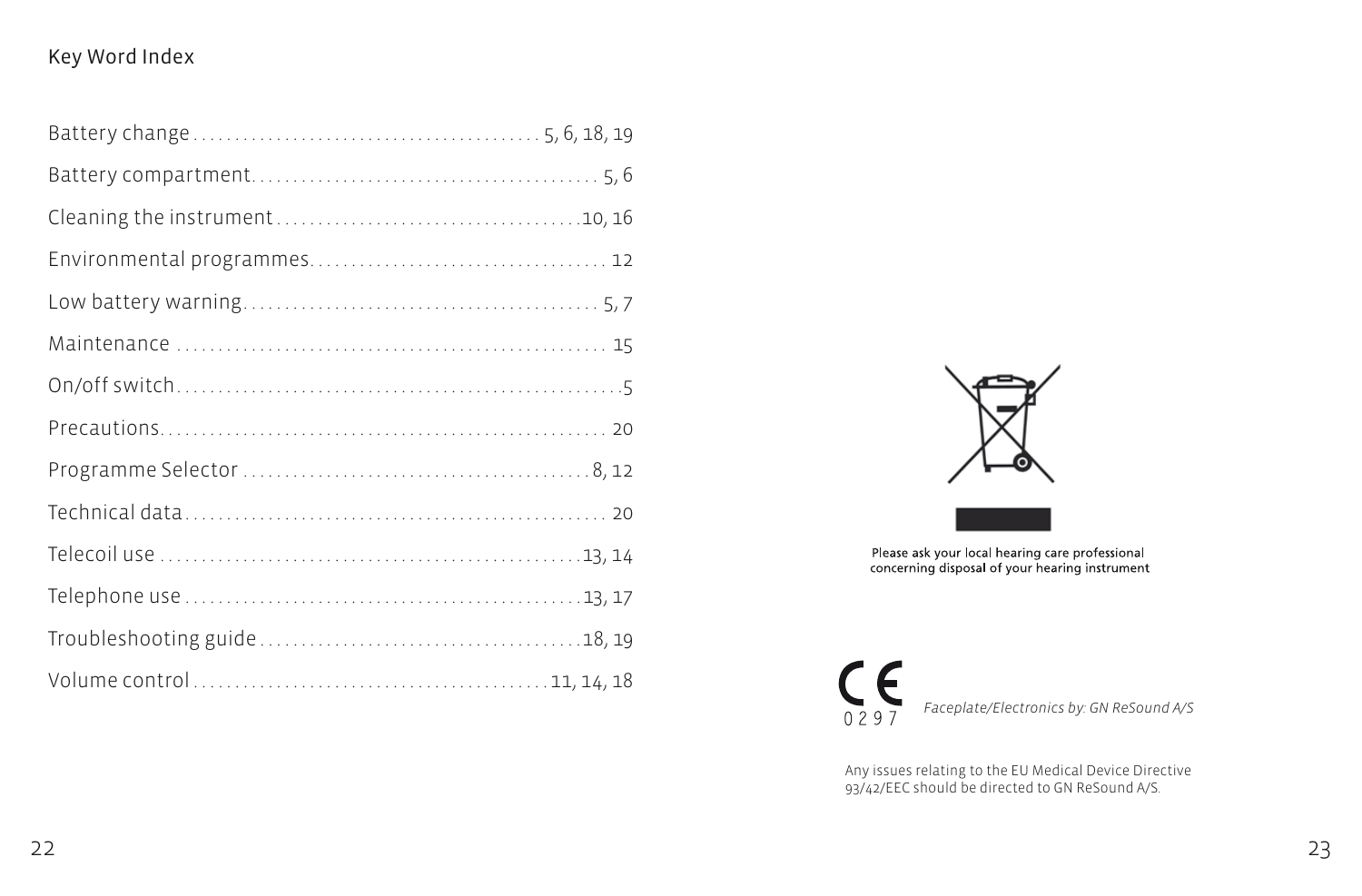## Key Word Index

| | |
|---|---|
| Battery change | 5, 6, 18, 19 |
| Battery compartment | 5, 6 |
| Cleaning the instrument | 10, 16 |
| Environmental programmes | 12 |
| Low battery warning | 5, 7 |
| Maintenance | 15 |
| On/off switch | 5 |
| Precautions | 20 |
| Programme Selector | 8, 12 |
| Technical data | 20 |
| Telecoil use | 13, 14 |
| Telephone use | 13, 17 |
| Troubleshooting guide | 18, 19 |
| Volume control | 11, 14, 18 |

Please ask your local hearing care professional concerning disposal of your hearing instrument

CE 0297

*Faceplate/Electronics by: GN ReSound A/S*

Any issues relating to the EU Medical Device Directive 93/42/EEC should be directed to GN ReSound A/S.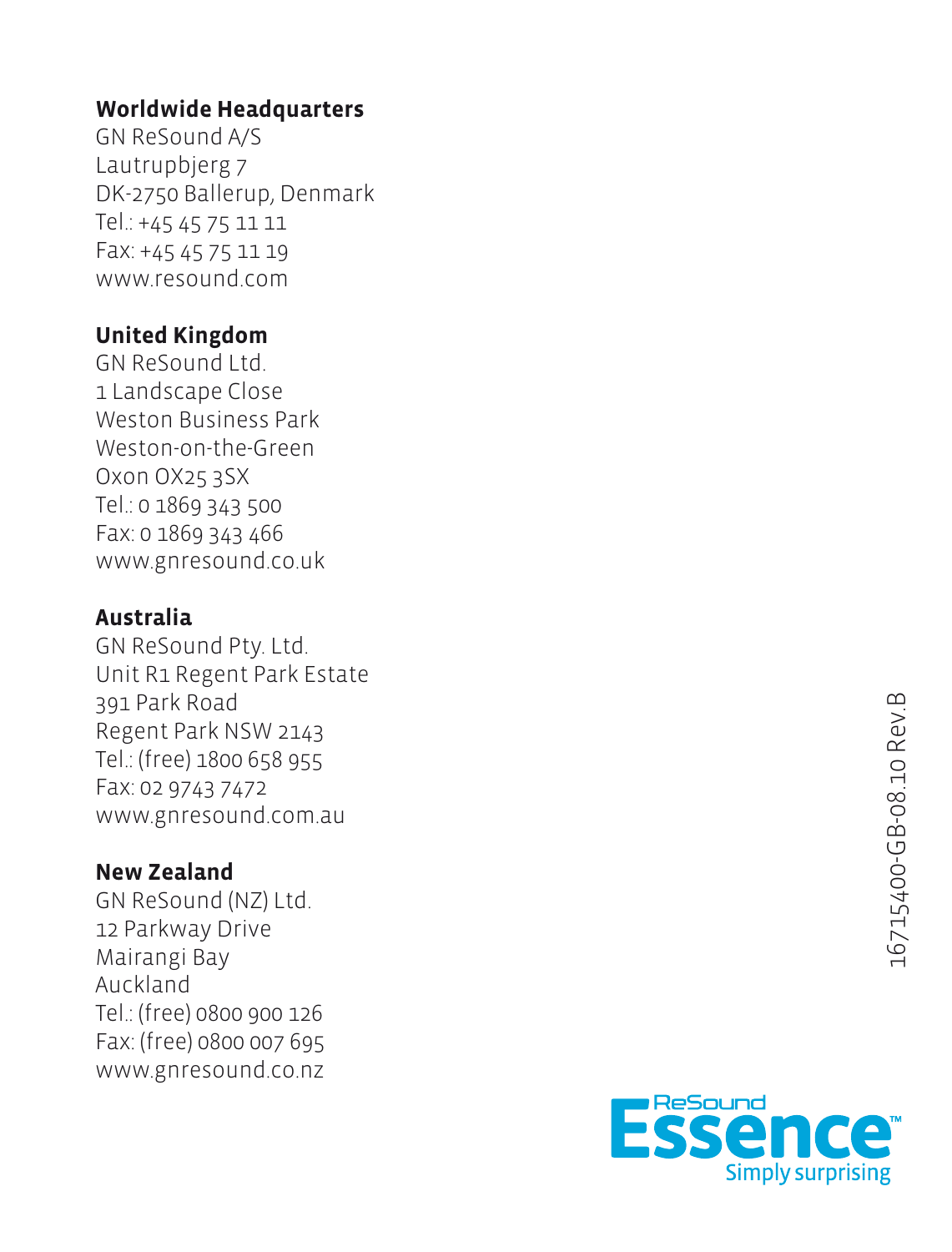**Worldwide Headquarters**
GN ReSound A/S
Lautrupbjerg 7
DK-2750 Ballerup, Denmark
Tel.: +45 45 75 11 11
Fax: +45 45 75 11 19
www.resound.com

**United Kingdom**
GN ReSound Ltd.
1 Landscape Close
Weston Business Park
Weston-on-the-Green
Oxon OX25 3SX
Tel.: 0 1869 343 500
Fax: 0 1869 343 466
www.gnresound.co.uk

**Australia**
GN ReSound Pty. Ltd.
Unit R1 Regent Park Estate
391 Park Road
Regent Park NSW 2143
Tel.: (free) 1800 658 955
Fax: 02 9743 7472
www.gnresound.com.au

**New Zealand**
GN ReSound (NZ) Ltd.
12 Parkway Drive
Mairangi Bay
Auckland
Tel.: (free) 0800 900 126
Fax: (free) 0800 007 695
www.gnresound.co.nz

16715400-GB-08.10 Rev.B

ReSound Essence™
Simply surprising